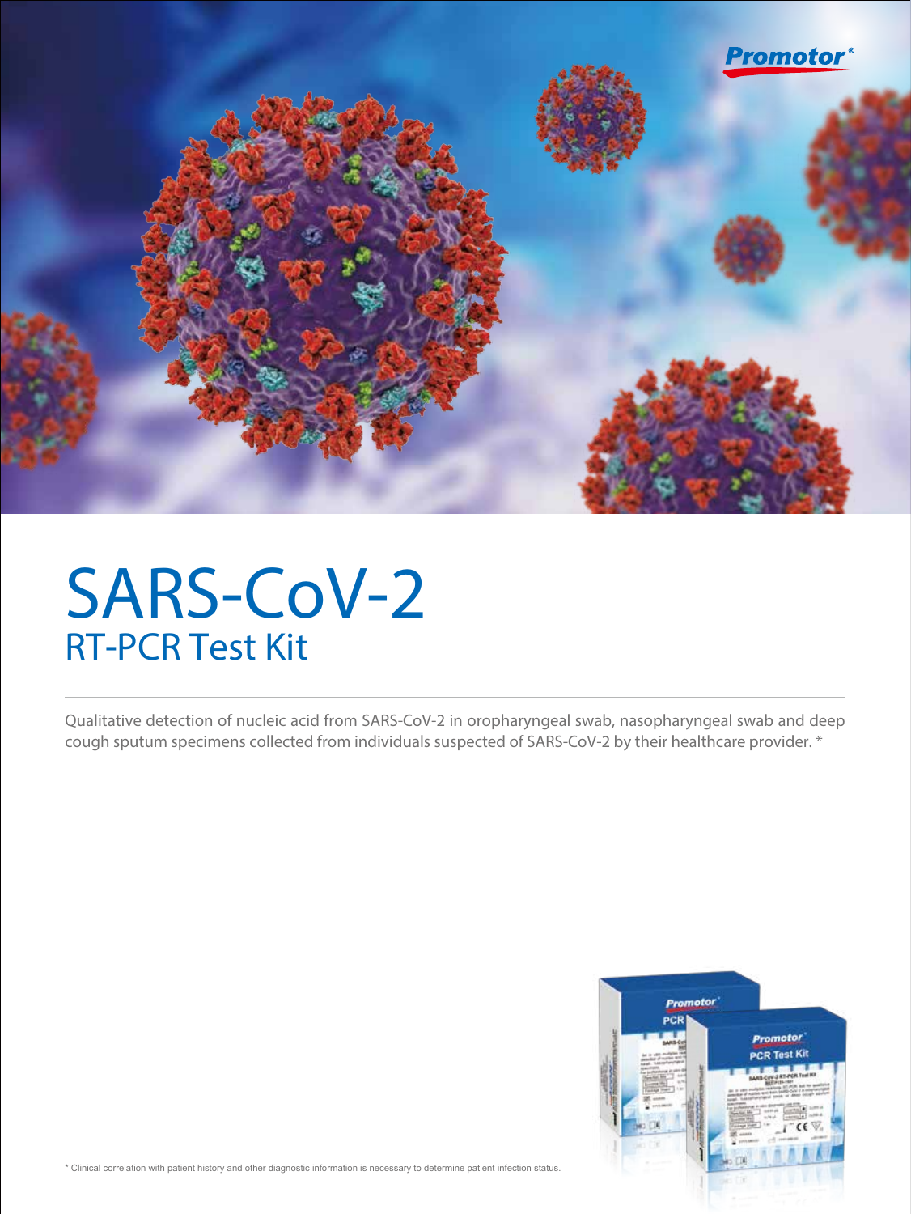# SARS-CoV-2

## RT-PCR Test Kit

Qualitative detection of nucleic acid from SARS-CoV-2 in oropharyngeal swab, nasopharyngeal swab and deep cough sputum specimens collected from individuals suspected of SARS-CoV-2 by their healthcare provider. *

* Clinical correlation with patient history and other diagnostic information is necessary to determine patient infection status.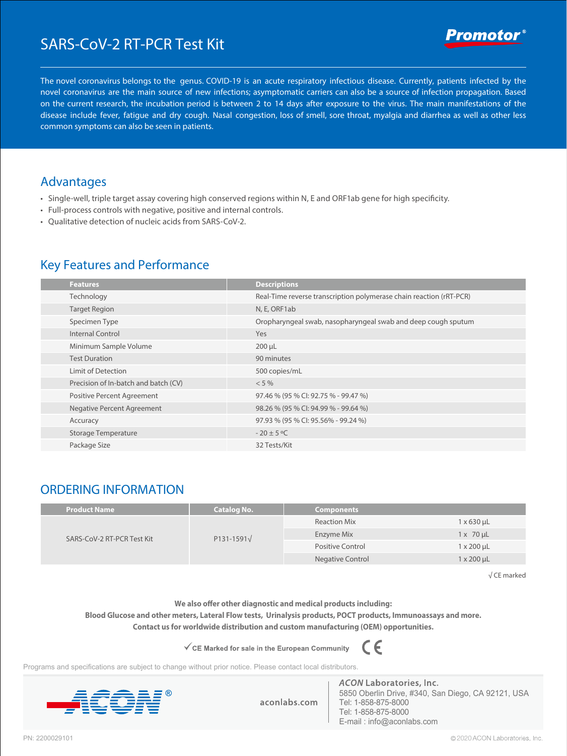# SARS-CoV-2 RT-PCR Test Kit

Promotor®

The novel coronavirus belongs to the  genus. COVID-19 is an acute respiratory infectious disease. Currently, patients infected by the novel coronavirus are the main source of new infections; asymptomatic carriers can also be a source of infection propagation. Based on the current research, the incubation period is between 2 to 14 days after exposure to the virus. The main manifestations of the disease include fever, fatigue and dry cough. Nasal congestion, loss of smell, sore throat, myalgia and diarrhea as well as other less common symptoms can also be seen in patients.

## Advantages

- Single-well, triple target assay covering high conserved regions within N, E and ORF1ab gene for high specificity.
- Full-process controls with negative, positive and internal controls.
- Qualitative detection of nucleic acids from SARS-CoV-2.

## Key Features and Performance

| Features | Descriptions |
|---|---|
| Technology | Real-Time reverse transcription polymerase chain reaction (rRT-PCR) |
| Target Region | N, E, ORF1ab |
| Specimen Type | Oropharyngeal swab, nasopharyngeal swab and deep cough sputum |
| Internal Control | Yes |
| Minimum Sample Volume | 200 µL |
| Test Duration | 90 minutes |
| Limit of Detection | 500 copies/mL |
| Precision of In-batch and batch (CV) | < 5 % |
| Positive Percent Agreement | 97.46 % (95 % CI: 92.75 % - 99.47 %) |
| Negative Percent Agreement | 98.26 % (95 % CI: 94.99 % - 99.64 %) |
| Accuracy | 97.93 % (95 % CI: 95.56% - 99.24 %) |
| Storage Temperature | - 20 ± 5 ºC |
| Package Size | 32 Tests/Kit |

## ORDERING INFORMATION

| Product Name | Catalog No. | Components | |
|---|---|---|---|
| SARS-CoV-2 RT-PCR Test Kit | P131-1591√ | Reaction Mix | 1 x 630 µL |
| | | Enzyme Mix | 1 x 70 µL |
| | | Positive Control | 1 x 200 µL |
| | | Negative Control | 1 x 200 µL |

√ CE marked

**We also offer other diagnostic and medical products including:**
**Blood Glucose and other meters, Lateral Flow tests, Urinalysis products, POCT products, Immunoassays and more.**
**Contact us for worldwide distribution and custom manufacturing (OEM) opportunities.**

✓**CE Marked for sale in the European Community** CE

Programs and specifications are subject to change without prior notice. Please contact local distributors.

ACON®

aconlabs.com

*ACON* Laboratories, Inc.
5850 Oberlin Drive, #340, San Diego, CA 92121, USA
Tel: 1-858-875-8000
Tel: 1-858-875-8000
E-mail : info@aconlabs.com

PN: 2200029101

©2020 ACON Laboratories, Inc.